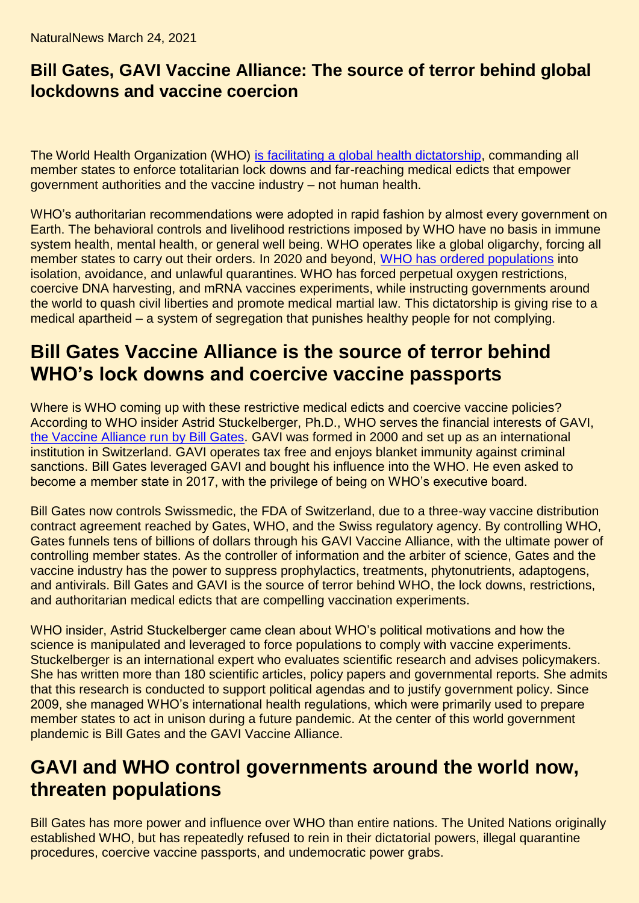NaturalNews March 24, 2021

## Bill Gates, GAVI Vaccine Alliance: The source of terror behind global lockdowns and vaccine coercion

The World Health Organization (WHO) [is facilitating a global health dictatorship](), commanding all member states to enforce totalitarian lock downs and far-reaching medical edicts that empower government authorities and the vaccine industry – not human health.

WHO's authoritarian recommendations were adopted in rapid fashion by almost every government on Earth. The behavioral controls and livelihood restrictions imposed by WHO have no basis in immune system health, mental health, or general well being. WHO operates like a global oligarchy, forcing all member states to carry out their orders. In 2020 and beyond, [WHO has ordered populations]() into isolation, avoidance, and unlawful quarantines. WHO has forced perpetual oxygen restrictions, coercive DNA harvesting, and mRNA vaccines experiments, while instructing governments around the world to quash civil liberties and promote medical martial law. This dictatorship is giving rise to a medical apartheid – a system of segregation that punishes healthy people for not complying.

# Bill Gates Vaccine Alliance is the source of terror behind WHO's lock downs and coercive vaccine passports

Where is WHO coming up with these restrictive medical edicts and coercive vaccine policies? According to WHO insider Astrid Stuckelberger, Ph.D., WHO serves the financial interests of GAVI, [the Vaccine Alliance run by Bill Gates](). GAVI was formed in 2000 and set up as an international institution in Switzerland. GAVI operates tax free and enjoys blanket immunity against criminal sanctions. Bill Gates leveraged GAVI and bought his influence into the WHO. He even asked to become a member state in 2017, with the privilege of being on WHO's executive board.

Bill Gates now controls Swissmedic, the FDA of Switzerland, due to a three-way vaccine distribution contract agreement reached by Gates, WHO, and the Swiss regulatory agency. By controlling WHO, Gates funnels tens of billions of dollars through his GAVI Vaccine Alliance, with the ultimate power of controlling member states. As the controller of information and the arbiter of science, Gates and the vaccine industry has the power to suppress prophylactics, treatments, phytonutrients, adaptogens, and antivirals. Bill Gates and GAVI is the source of terror behind WHO, the lock downs, restrictions, and authoritarian medical edicts that are compelling vaccination experiments.

WHO insider, Astrid Stuckelberger came clean about WHO's political motivations and how the science is manipulated and leveraged to force populations to comply with vaccine experiments. Stuckelberger is an international expert who evaluates scientific research and advises policymakers. She has written more than 180 scientific articles, policy papers and governmental reports. She admits that this research is conducted to support political agendas and to justify government policy. Since 2009, she managed WHO's international health regulations, which were primarily used to prepare member states to act in unison during a future pandemic. At the center of this world government plandemic is Bill Gates and the GAVI Vaccine Alliance.

# GAVI and WHO control governments around the world now, threaten populations

Bill Gates has more power and influence over WHO than entire nations. The United Nations originally established WHO, but has repeatedly refused to rein in their dictatorial powers, illegal quarantine procedures, coercive vaccine passports, and undemocratic power grabs.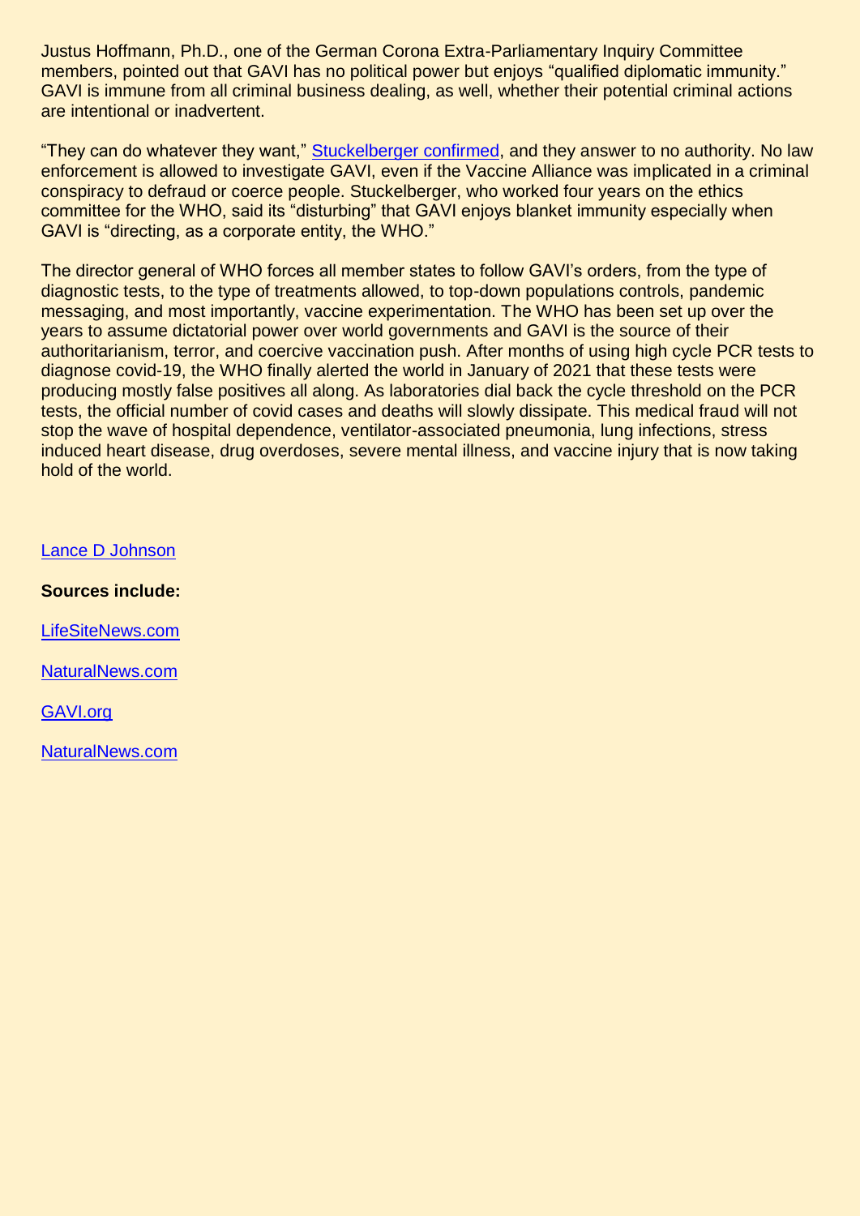Justus Hoffmann, Ph.D., one of the German Corona Extra-Parliamentary Inquiry Committee members, pointed out that GAVI has no political power but enjoys "qualified diplomatic immunity." GAVI is immune from all criminal business dealing, as well, whether their potential criminal actions are intentional or inadvertent.

"They can do whatever they want," Stuckelberger confirmed, and they answer to no authority. No law enforcement is allowed to investigate GAVI, even if the Vaccine Alliance was implicated in a criminal conspiracy to defraud or coerce people. Stuckelberger, who worked four years on the ethics committee for the WHO, said its "disturbing" that GAVI enjoys blanket immunity especially when GAVI is "directing, as a corporate entity, the WHO."

The director general of WHO forces all member states to follow GAVI's orders, from the type of diagnostic tests, to the type of treatments allowed, to top-down populations controls, pandemic messaging, and most importantly, vaccine experimentation. The WHO has been set up over the years to assume dictatorial power over world governments and GAVI is the source of their authoritarianism, terror, and coercive vaccination push. After months of using high cycle PCR tests to diagnose covid-19, the WHO finally alerted the world in January of 2021 that these tests were producing mostly false positives all along. As laboratories dial back the cycle threshold on the PCR tests, the official number of covid cases and deaths will slowly dissipate. This medical fraud will not stop the wave of hospital dependence, ventilator-associated pneumonia, lung infections, stress induced heart disease, drug overdoses, severe mental illness, and vaccine injury that is now taking hold of the world.

Lance D Johnson

**Sources include:**

LifeSiteNews.com

NaturalNews.com

GAVI.org

NaturalNews.com